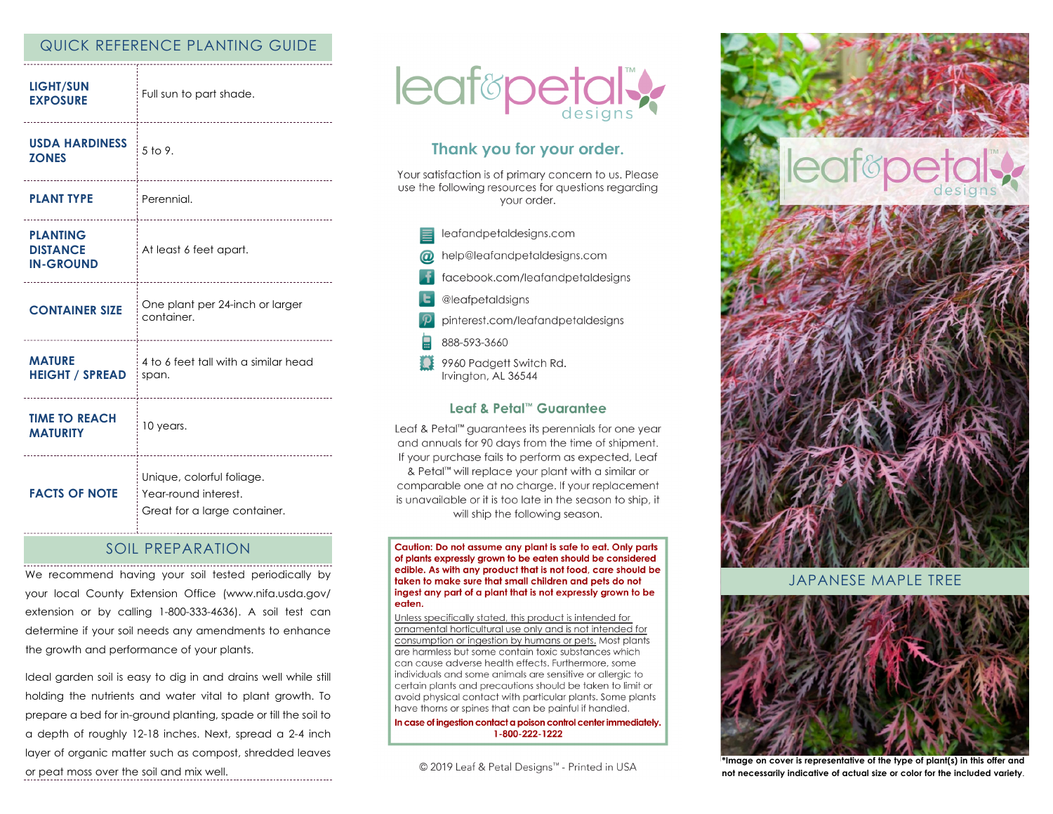## QUICK REFERENCE PLANTING GUIDE

| | |
|---|---|
| **LIGHT/SUN EXPOSURE** | Full sun to part shade. |
| **USDA HARDINESS ZONES** | 5 to 9. |
| **PLANT TYPE** | Perennial. |
| **PLANTING DISTANCE IN-GROUND** | At least 6 feet apart. |
| **CONTAINER SIZE** | One plant per 24-inch or larger container. |
| **MATURE HEIGHT / SPREAD** | 4 to 6 feet tall with a similar head span. |
| **TIME TO REACH MATURITY** | 10 years. |
| **FACTS OF NOTE** | Unique, colorful foliage. Year-round interest. Great for a large container. |

## SOIL PREPARATION

We recommend having your soil tested periodically by your local County Extension Office (www.nifa.usda.gov/extension or by calling 1-800-333-4636). A soil test can determine if your soil needs any amendments to enhance the growth and performance of your plants.

Ideal garden soil is easy to dig in and drains well while still holding the nutrients and water vital to plant growth. To prepare a bed for in-ground planting, spade or till the soil to a depth of roughly 12-18 inches. Next, spread a 2-4 inch layer of organic matter such as compost, shredded leaves or peat moss over the soil and mix well.

leaf&petal™ designs

### Thank you for your order.

Your satisfaction is of primary concern to us. Please use the following resources for questions regarding your order.

- leafandpetaldesigns.com
- help@leafandpetaldesigns.com
- facebook.com/leafandpetaldesigns
- @leafpetaldsigns
- pinterest.com/leafandpetaldesigns
- 888-593-3660
- 9960 Padgett Switch Rd. Irvington, AL 36544

### Leaf & Petal™ Guarantee

Leaf & Petal™ guarantees its perennials for one year and annuals for 90 days from the time of shipment. If your purchase fails to perform as expected, Leaf & Petal™ will replace your plant with a similar or comparable one at no charge. If your replacement is unavailable or it is too late in the season to ship, it will ship the following season.

**Caution: Do not assume any plant is safe to eat. Only parts of plants expressly grown to be eaten should be considered edible. As with any product that is not food, care should be taken to make sure that small children and pets do not ingest any part of a plant that is not expressly grown to be eaten.**

Unless specifically stated, this product is intended for ornamental horticultural use only and is not intended for consumption or ingestion by humans or pets. Most plants are harmless but some contain toxic substances which can cause adverse health effects. Furthermore, some individuals and some animals are sensitive or allergic to certain plants and precautions should be taken to limit or avoid physical contact with particular plants. Some plants have thorns or spines that can be painful if handled.

**In case of ingestion contact a poison control center immediately. 1-800-222-1222**

© 2019 Leaf & Petal Designs™ - Printed in USA

leaf&petal™ designs

## JAPANESE MAPLE TREE

**\*Image on cover is representative of the type of plant(s) in this offer and not necessarily indicative of actual size or color for the included variety.**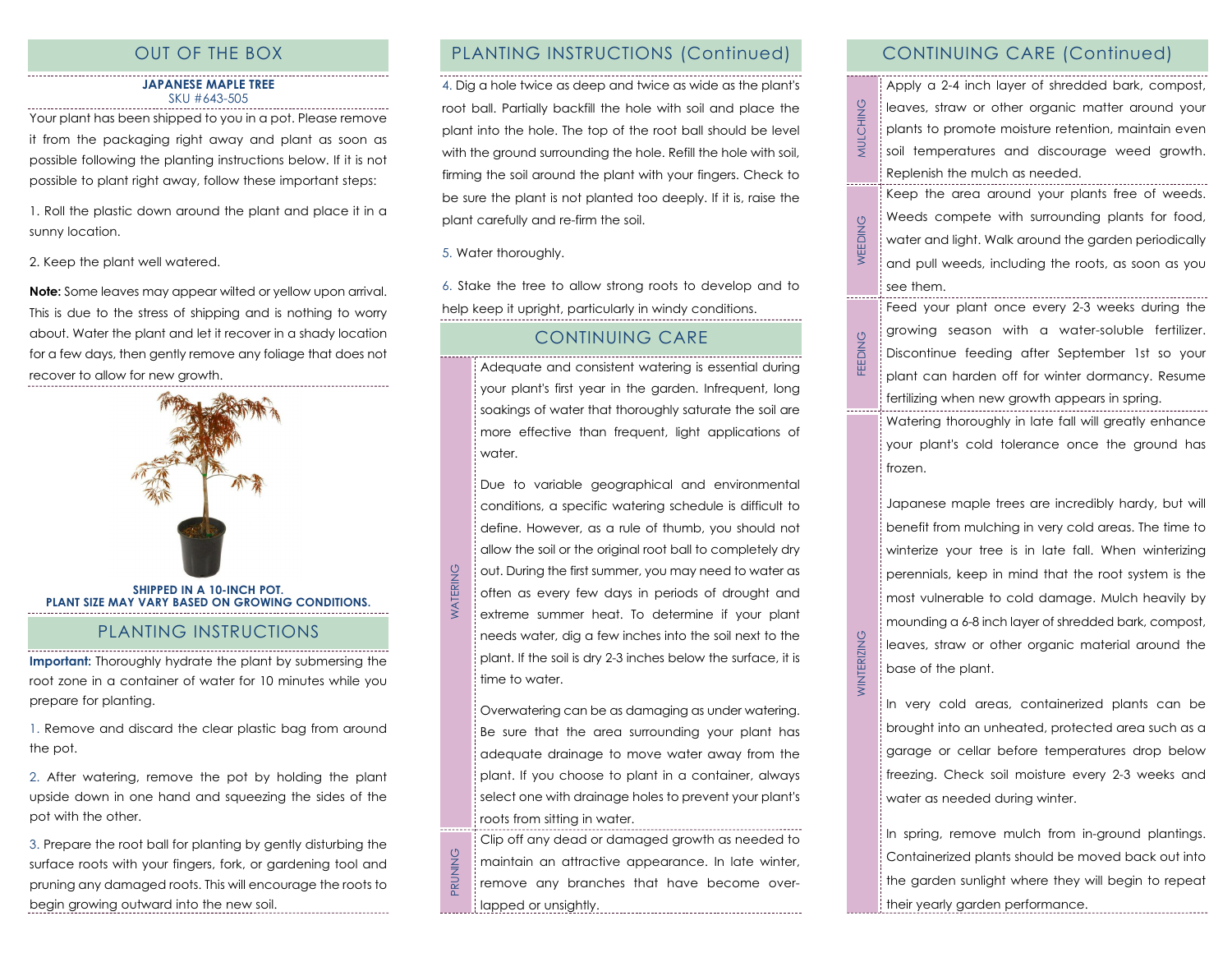## OUT OF THE BOX

**JAPANESE MAPLE TREE**
SKU #643-505

Your plant has been shipped to you in a pot. Please remove it from the packaging right away and plant as soon as possible following the planting instructions below. If it is not possible to plant right away, follow these important steps:

1. Roll the plastic down around the plant and place it in a sunny location.

2. Keep the plant well watered.

**Note:** Some leaves may appear wilted or yellow upon arrival. This is due to the stress of shipping and is nothing to worry about. Water the plant and let it recover in a shady location for a few days, then gently remove any foliage that does not recover to allow for new growth.

**SHIPPED IN A 10-INCH POT.**
**PLANT SIZE MAY VARY BASED ON GROWING CONDITIONS.**

## PLANTING INSTRUCTIONS

**Important:** Thoroughly hydrate the plant by submersing the root zone in a container of water for 10 minutes while you prepare for planting.

1. Remove and discard the clear plastic bag from around the pot.

2. After watering, remove the pot by holding the plant upside down in one hand and squeezing the sides of the pot with the other.

3. Prepare the root ball for planting by gently disturbing the surface roots with your fingers, fork, or gardening tool and pruning any damaged roots. This will encourage the roots to begin growing outward into the new soil.

## PLANTING INSTRUCTIONS (Continued)

4. Dig a hole twice as deep and twice as wide as the plant's root ball. Partially backfill the hole with soil and place the plant into the hole. The top of the root ball should be level with the ground surrounding the hole. Refill the hole with soil, firming the soil around the plant with your fingers. Check to be sure the plant is not planted too deeply. If it is, raise the plant carefully and re-firm the soil.

5. Water thoroughly.

6. Stake the tree to allow strong roots to develop and to help keep it upright, particularly in windy conditions.

## CONTINUING CARE

**WATERING**

Adequate and consistent watering is essential during your plant's first year in the garden. Infrequent, long soakings of water that thoroughly saturate the soil are more effective than frequent, light applications of water.

Due to variable geographical and environmental conditions, a specific watering schedule is difficult to define. However, as a rule of thumb, you should not allow the soil or the original root ball to completely dry out. During the first summer, you may need to water as often as every few days in periods of drought and extreme summer heat. To determine if your plant needs water, dig a few inches into the soil next to the plant. If the soil is dry 2-3 inches below the surface, it is time to water.

Overwatering can be as damaging as under watering. Be sure that the area surrounding your plant has adequate drainage to move water away from the plant. If you choose to plant in a container, always select one with drainage holes to prevent your plant's roots from sitting in water.

**PRUNING**

Clip off any dead or damaged growth as needed to maintain an attractive appearance. In late winter, remove any branches that have become over-lapped or unsightly.

## CONTINUING CARE (Continued)

**MULCHING**

Apply a 2-4 inch layer of shredded bark, compost, leaves, straw or other organic matter around your plants to promote moisture retention, maintain even soil temperatures and discourage weed growth. Replenish the mulch as needed.

**WEEDING**

Keep the area around your plants free of weeds. Weeds compete with surrounding plants for food, water and light. Walk around the garden periodically and pull weeds, including the roots, as soon as you see them.

**FEEDING**

Feed your plant once every 2-3 weeks during the growing season with a water-soluble fertilizer. Discontinue feeding after September 1st so your plant can harden off for winter dormancy. Resume fertilizing when new growth appears in spring.

**WINTERIZING**

Watering thoroughly in late fall will greatly enhance your plant's cold tolerance once the ground has frozen.

Japanese maple trees are incredibly hardy, but will benefit from mulching in very cold areas. The time to winterize your tree is in late fall. When winterizing perennials, keep in mind that the root system is the most vulnerable to cold damage. Mulch heavily by mounding a 6-8 inch layer of shredded bark, compost, leaves, straw or other organic material around the base of the plant.

In very cold areas, containerized plants can be brought into an unheated, protected area such as a garage or cellar before temperatures drop below freezing. Check soil moisture every 2-3 weeks and water as needed during winter.

In spring, remove mulch from in-ground plantings. Containerized plants should be moved back out into the garden sunlight where they will begin to repeat their yearly garden performance.